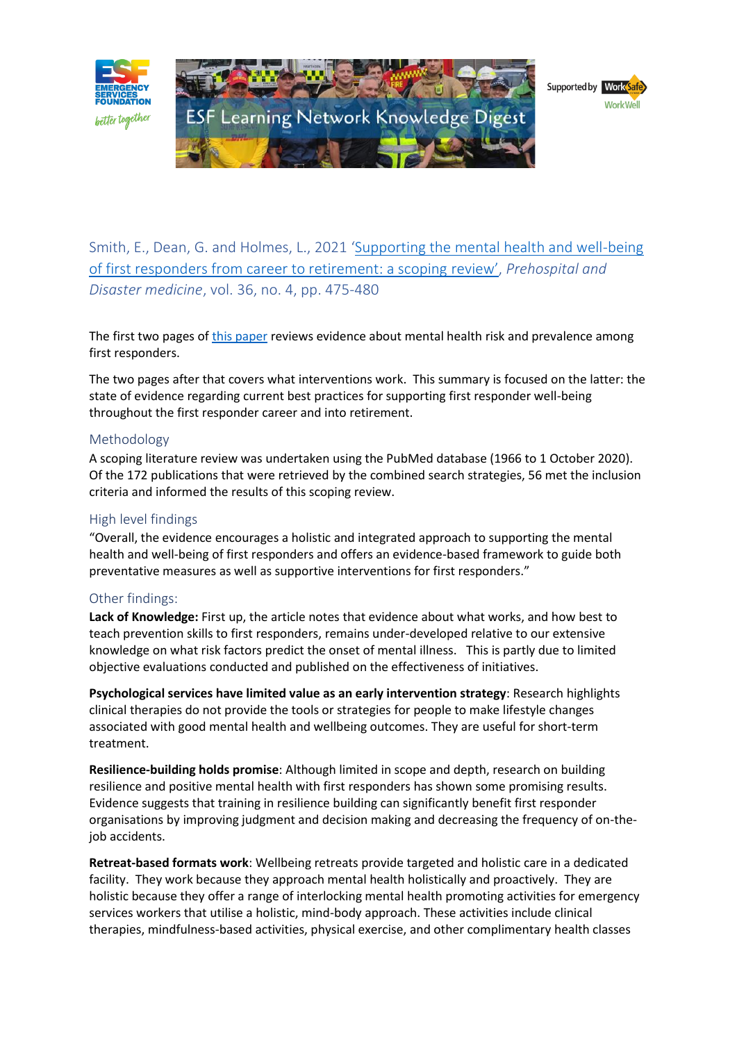ESF Learning Network Knowledge Digest

Smith, E., Dean, G. and Holmes, L., 2021 'Supporting the mental health and well-being of first responders from career to retirement: a scoping review', *Prehospital and Disaster medicine*, vol. 36, no. 4, pp. 475-480

The first two pages of this paper reviews evidence about mental health risk and prevalence among first responders.

The two pages after that covers what interventions work. This summary is focused on the latter: the state of evidence regarding current best practices for supporting first responder well-being throughout the first responder career and into retirement.

## Methodology

A scoping literature review was undertaken using the PubMed database (1966 to 1 October 2020). Of the 172 publications that were retrieved by the combined search strategies, 56 met the inclusion criteria and informed the results of this scoping review.

## High level findings

"Overall, the evidence encourages a holistic and integrated approach to supporting the mental health and well-being of first responders and offers an evidence-based framework to guide both preventative measures as well as supportive interventions for first responders."

## Other findings:

**Lack of Knowledge:** First up, the article notes that evidence about what works, and how best to teach prevention skills to first responders, remains under-developed relative to our extensive knowledge on what risk factors predict the onset of mental illness. This is partly due to limited objective evaluations conducted and published on the effectiveness of initiatives.

**Psychological services have limited value as an early intervention strategy**: Research highlights clinical therapies do not provide the tools or strategies for people to make lifestyle changes associated with good mental health and wellbeing outcomes. They are useful for short-term treatment.

**Resilience-building holds promise**: Although limited in scope and depth, research on building resilience and positive mental health with first responders has shown some promising results. Evidence suggests that training in resilience building can significantly benefit first responder organisations by improving judgment and decision making and decreasing the frequency of on-the-job accidents.

**Retreat-based formats work**: Wellbeing retreats provide targeted and holistic care in a dedicated facility. They work because they approach mental health holistically and proactively. They are holistic because they offer a range of interlocking mental health promoting activities for emergency services workers that utilise a holistic, mind-body approach. These activities include clinical therapies, mindfulness-based activities, physical exercise, and other complimentary health classes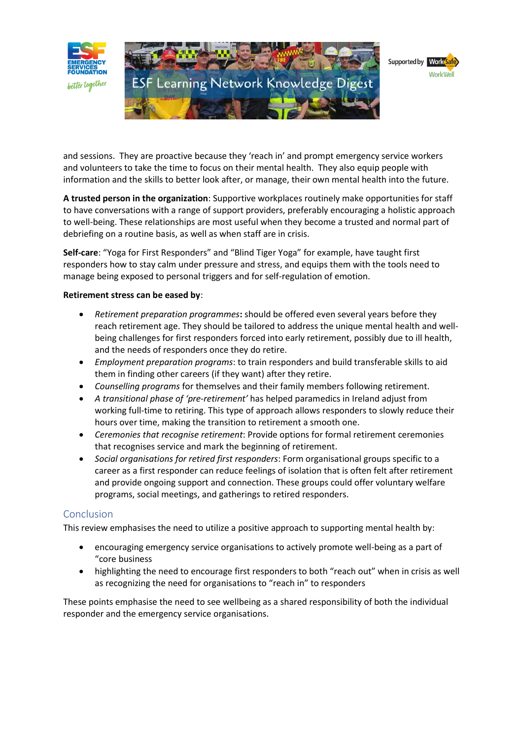and sessions. They are proactive because they 'reach in' and prompt emergency service workers and volunteers to take the time to focus on their mental health. They also equip people with information and the skills to better look after, or manage, their own mental health into the future.

**A trusted person in the organization**: Supportive workplaces routinely make opportunities for staff to have conversations with a range of support providers, preferably encouraging a holistic approach to well-being. These relationships are most useful when they become a trusted and normal part of debriefing on a routine basis, as well as when staff are in crisis.

**Self-care**: "Yoga for First Responders" and "Blind Tiger Yoga" for example, have taught first responders how to stay calm under pressure and stress, and equips them with the tools need to manage being exposed to personal triggers and for self-regulation of emotion.

**Retirement stress can be eased by**:

- *Retirement preparation programmes***:** should be offered even several years before they reach retirement age. They should be tailored to address the unique mental health and well-being challenges for first responders forced into early retirement, possibly due to ill health, and the needs of responders once they do retire.
- *Employment preparation programs*: to train responders and build transferable skills to aid them in finding other careers (if they want) after they retire.
- *Counselling programs* for themselves and their family members following retirement.
- *A transitional phase of 'pre-retirement'* has helped paramedics in Ireland adjust from working full-time to retiring. This type of approach allows responders to slowly reduce their hours over time, making the transition to retirement a smooth one.
- *Ceremonies that recognise retirement*: Provide options for formal retirement ceremonies that recognises service and mark the beginning of retirement.
- *Social organisations for retired first responders*: Form organisational groups specific to a career as a first responder can reduce feelings of isolation that is often felt after retirement and provide ongoing support and connection. These groups could offer voluntary welfare programs, social meetings, and gatherings to retired responders.

## Conclusion

This review emphasises the need to utilize a positive approach to supporting mental health by:

- encouraging emergency service organisations to actively promote well-being as a part of "core business
- highlighting the need to encourage first responders to both "reach out" when in crisis as well as recognizing the need for organisations to "reach in" to responders

These points emphasise the need to see wellbeing as a shared responsibility of both the individual responder and the emergency service organisations.